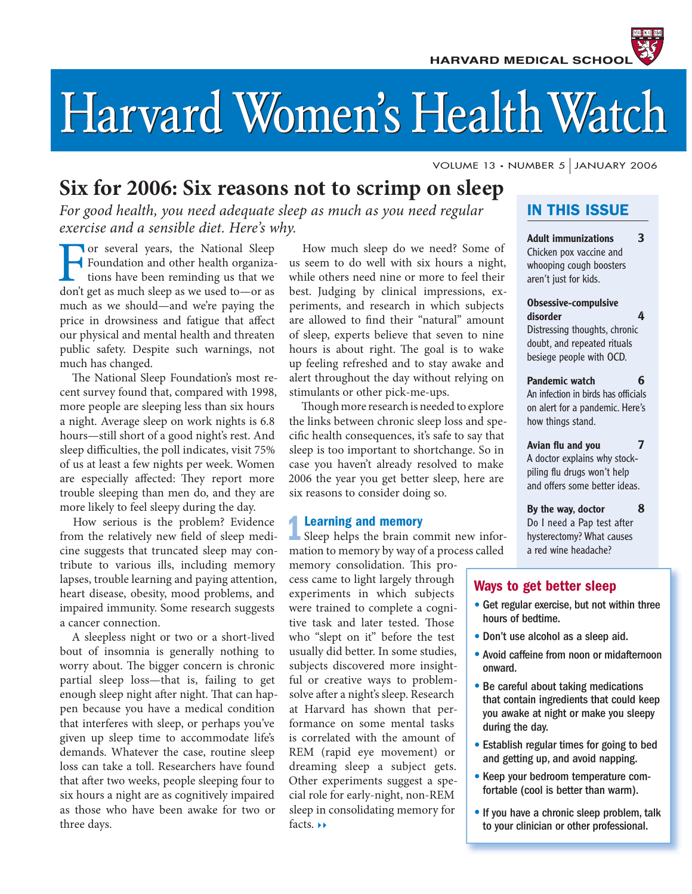# Harvard Women's Health Watch

HARVARD MEDICAL SCHOOL

VOLUME 13 • NUMBER 5 | JANUARY 2006

## Six for 2006: Six reasons not to scrimp on sleep

*For good health, you need adequate sleep as much as you need regular exercise and a sensible diet. Here's why.*

For several years, the National Sleep Foundation and other health organizations have been reminding us that we don't get as much sleep as we used to—or as much as we should—and we're paying the price in drowsiness and fatigue that affect our physical and mental health and threaten public safety. Despite such warnings, not much has changed.

The National Sleep Foundation's most recent survey found that, compared with 1998, more people are sleeping less than six hours a night. Average sleep on work nights is 6.8 hours—still short of a good night's rest. And sleep difficulties, the poll indicates, visit 75% of us at least a few nights per week. Women are especially affected: They report more trouble sleeping than men do, and they are more likely to feel sleepy during the day.

How serious is the problem? Evidence from the relatively new field of sleep medicine suggests that truncated sleep may contribute to various ills, including memory lapses, trouble learning and paying attention, heart disease, obesity, mood problems, and impaired immunity. Some research suggests a cancer connection.

A sleepless night or two or a short-lived bout of insomnia is generally nothing to worry about. The bigger concern is chronic partial sleep loss—that is, failing to get enough sleep night after night. That can happen because you have a medical condition that interferes with sleep, or perhaps you've given up sleep time to accommodate life's demands. Whatever the case, routine sleep loss can take a toll. Researchers have found that after two weeks, people sleeping four to six hours a night are as cognitively impaired as those who have been awake for two or three days.

How much sleep do we need? Some of us seem to do well with six hours a night, while others need nine or more to feel their best. Judging by clinical impressions, experiments, and research in which subjects are allowed to find their "natural" amount of sleep, experts believe that seven to nine hours is about right. The goal is to wake up feeling refreshed and to stay awake and alert throughout the day without relying on stimulants or other pick-me-ups.

Though more research is needed to explore the links between chronic sleep loss and specific health consequences, it's safe to say that sleep is too important to shortchange. So in case you haven't already resolved to make 2006 the year you get better sleep, here are six reasons to consider doing so.

### 1 Learning and memory

Sleep helps the brain commit new information to memory by way of a process called memory consolidation. This process came to light largely through experiments in which subjects were trained to complete a cognitive task and later tested. Those who "slept on it" before the test usually did better. In some studies, subjects discovered more insightful or creative ways to problem-solve after a night's sleep. Research at Harvard has shown that performance on some mental tasks is correlated with the amount of REM (rapid eye movement) or dreaming sleep a subject gets. Other experiments suggest a special role for early-night, non-REM sleep in consolidating memory for facts. ▸▸

---

## IN THIS ISSUE

**Adult immunizations** 3
Chicken pox vaccine and whooping cough boosters aren't just for kids.

**Obsessive-compulsive disorder** 4
Distressing thoughts, chronic doubt, and repeated rituals besiege people with OCD.

**Pandemic watch** 6
An infection in birds has officials on alert for a pandemic. Here's how things stand.

**Avian flu and you** 7
A doctor explains why stockpiling flu drugs won't help and offers some better ideas.

**By the way, doctor** 8
Do I need a Pap test after hysterectomy? What causes a red wine headache?

---

### Ways to get better sleep

- Get regular exercise, but not within three hours of bedtime.
- Don't use alcohol as a sleep aid.
- Avoid caffeine from noon or midafternoon onward.
- Be careful about taking medications that contain ingredients that could keep you awake at night or make you sleepy during the day.
- Establish regular times for going to bed and getting up, and avoid napping.
- Keep your bedroom temperature comfortable (cool is better than warm).
- If you have a chronic sleep problem, talk to your clinician or other professional.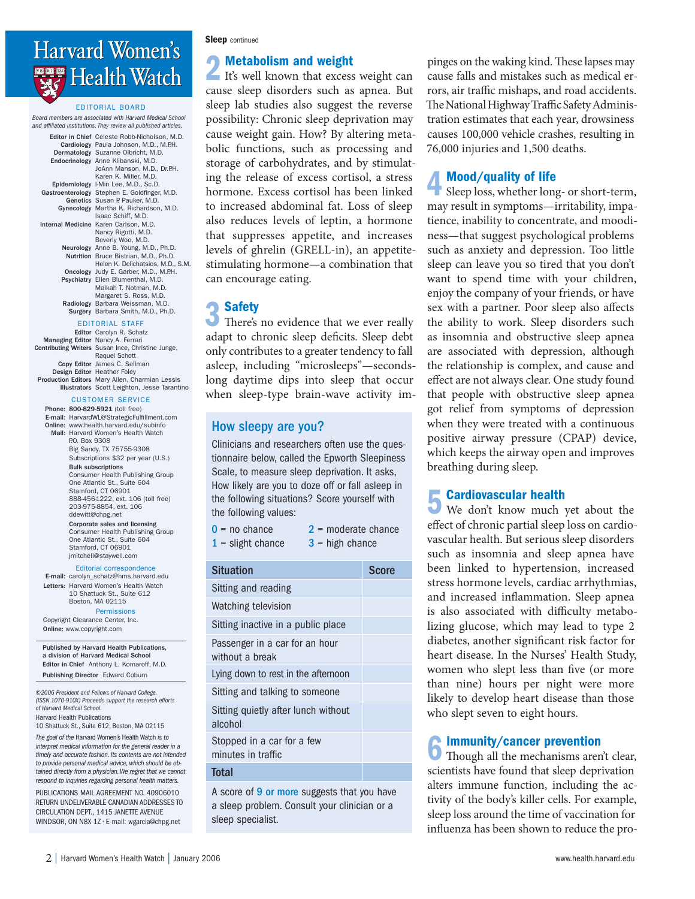# Harvard Women's Health Watch

EDITORIAL BOARD

*Board members are associated with Harvard Medical School and affiliated institutions. They review all published articles.*

**Editor in Chief** Celeste Robb-Nicholson, M.D.
**Cardiology** Paula Johnson, M.D., M.P.H.
**Dermatology** Suzanne Olbricht, M.D.
**Endocrinology** Anne Klibanski, M.D.
JoAnn Manson, M.D., Dr.P.H.
Karen K. Miller, M.D.
**Epidemiology** I-Min Lee, M.D., Sc.D.
**Gastroenterology** Stephen E. Goldfinger, M.D.
**Genetics** Susan P. Pauker, M.D.
**Gynecology** Martha K. Richardson, M.D.
Isaac Schiff, M.D.
**Internal Medicine** Karen Carlson, M.D.
Nancy Rigotti, M.D.
Beverly Woo, M.D.
**Neurology** Anne B. Young, M.D., Ph.D.
**Nutrition** Bruce Bistrian, M.D., Ph.D.
Helen K. Delichatsios, M.D., S.M.
**Oncology** Judy E. Garber, M.D., M.P.H.
**Psychiatry** Ellen Blumenthal, M.D.
Malkah T. Notman, M.D.
Margaret S. Ross, M.D.
**Radiology** Barbara Weissman, M.D.
**Surgery** Barbara Smith, M.D., Ph.D.

EDITORIAL STAFF

**Editor** Carolyn R. Schatz
**Managing Editor** Nancy A. Ferrari
**Contributing Writers** Susan Ince, Christine Junge, Raquel Schott
**Copy Editor** James C. Sellman
**Design Editor** Heather Foley
**Production Editors** Mary Allen, Charmian Lessis
**Illustrators** Scott Leighton, Jesse Tarantino

CUSTOMER SERVICE

**Phone:** 800-829-5921 (toll free)
**E-mail:** HarvardWL@StrategicFulfillment.com
**Online:** www.health.harvard.edu/subinfo
**Mail:** Harvard Women's Health Watch
P.O. Box 9308
Big Sandy, TX 75755-9308
Subscriptions $32 per year (U.S.)

**Bulk subscriptions**
Consumer Health Publishing Group
One Atlantic St., Suite 604
Stamford, CT 06901
888-456-1222, ext. 106 (toll free)
203-975-8854, ext. 106
ddewitt@chpg.net

**Corporate sales and licensing**
Consumer Health Publishing Group
One Atlantic St., Suite 604
Stamford, CT 06901
jmitchell@staywell.com

Editorial correspondence

**E-mail:** carolyn_schatz@hms.harvard.edu
**Letters:** Harvard Women's Health Watch
10 Shattuck St., Suite 612
Boston, MA 02115

Permissions

Copyright Clearance Center, Inc.
**Online:** www.copyright.com

**Published by Harvard Health Publications, a division of Harvard Medical School**
**Editor in Chief** Anthony L. Komaroff, M.D.
**Publishing Director** Edward Coburn

*©2006 President and Fellows of Harvard College. (ISSN 1070-910X) Proceeds support the research efforts of Harvard Medical School.*
Harvard Health Publications
10 Shattuck St., Suite 612, Boston, MA 02115

*The goal of the Harvard Women's Health Watch is to interpret medical information for the general reader in a timely and accurate fashion. Its contents are not intended to provide personal medical advice, which should be obtained directly from a physician. We regret that we cannot respond to inquiries regarding personal health matters.*

PUBLICATIONS MAIL AGREEMENT NO. 40906010
RETURN UNDELIVERABLE CANADIAN ADDRESSES TO CIRCULATION DEPT., 1415 JANETTE AVENUE WINDSOR, ON N8X 1Z · E-mail: wgarcia@chpg.net

**Sleep** continued

## 2 Metabolism and weight

It's well known that excess weight can cause sleep disorders such as apnea. But sleep lab studies also suggest the reverse possibility: Chronic sleep deprivation may cause weight gain. How? By altering metabolic functions, such as processing and storage of carbohydrates, and by stimulating the release of excess cortisol, a stress hormone. Excess cortisol has been linked to increased abdominal fat. Loss of sleep also reduces levels of leptin, a hormone that suppresses appetite, and increases levels of ghrelin (GRELL-in), an appetite-stimulating hormone—a combination that can encourage eating.

## 3 Safety

There's no evidence that we ever really adapt to chronic sleep deficits. Sleep debt only contributes to a greater tendency to fall asleep, including "microsleeps"—seconds-long daytime dips into sleep that occur when sleep-type brain-wave activity impinges on the waking kind. These lapses may cause falls and mistakes such as medical errors, air traffic mishaps, and road accidents. The National Highway Traffic Safety Administration estimates that each year, drowsiness causes 100,000 vehicle crashes, resulting in 76,000 injuries and 1,500 deaths.

### How sleepy are you?

Clinicians and researchers often use the questionnaire below, called the Epworth Sleepiness Scale, to measure sleep deprivation. It asks, How likely are you to doze off or fall asleep in the following situations? Score yourself with the following values:

0 = no chance
1 = slight chance
2 = moderate chance
3 = high chance

| Situation | Score |
|---|---|
| Sitting and reading | |
| Watching television | |
| Sitting inactive in a public place | |
| Passenger in a car for an hour without a break | |
| Lying down to rest in the afternoon | |
| Sitting and talking to someone | |
| Sitting quietly after lunch without alcohol | |
| Stopped in a car for a few minutes in traffic | |
| **Total** | |

A score of 9 or more suggests that you have a sleep problem. Consult your clinician or a sleep specialist.

## 4 Mood/quality of life

Sleep loss, whether long- or short-term, may result in symptoms—irritability, impatience, inability to concentrate, and moodiness—that suggest psychological problems such as anxiety and depression. Too little sleep can leave you so tired that you don't want to spend time with your children, enjoy the company of your friends, or have sex with a partner. Poor sleep also affects the ability to work. Sleep disorders such as insomnia and obstructive sleep apnea are associated with depression, although the relationship is complex, and cause and effect are not always clear. One study found that people with obstructive sleep apnea got relief from symptoms of depression when they were treated with a continuous positive airway pressure (CPAP) device, which keeps the airway open and improves breathing during sleep.

## 5 Cardiovascular health

We don't know much yet about the effect of chronic partial sleep loss on cardiovascular health. But serious sleep disorders such as insomnia and sleep apnea have been linked to hypertension, increased stress hormone levels, cardiac arrhythmias, and increased inflammation. Sleep apnea is also associated with difficulty metabolizing glucose, which may lead to type 2 diabetes, another significant risk factor for heart disease. In the Nurses' Health Study, women who slept less than five (or more than nine) hours per night were more likely to develop heart disease than those who slept seven to eight hours.

## 6 Immunity/cancer prevention

Though all the mechanisms aren't clear, scientists have found that sleep deprivation alters immune function, including the activity of the body's killer cells. For example, sleep loss around the time of vaccination for influenza has been shown to reduce the pro-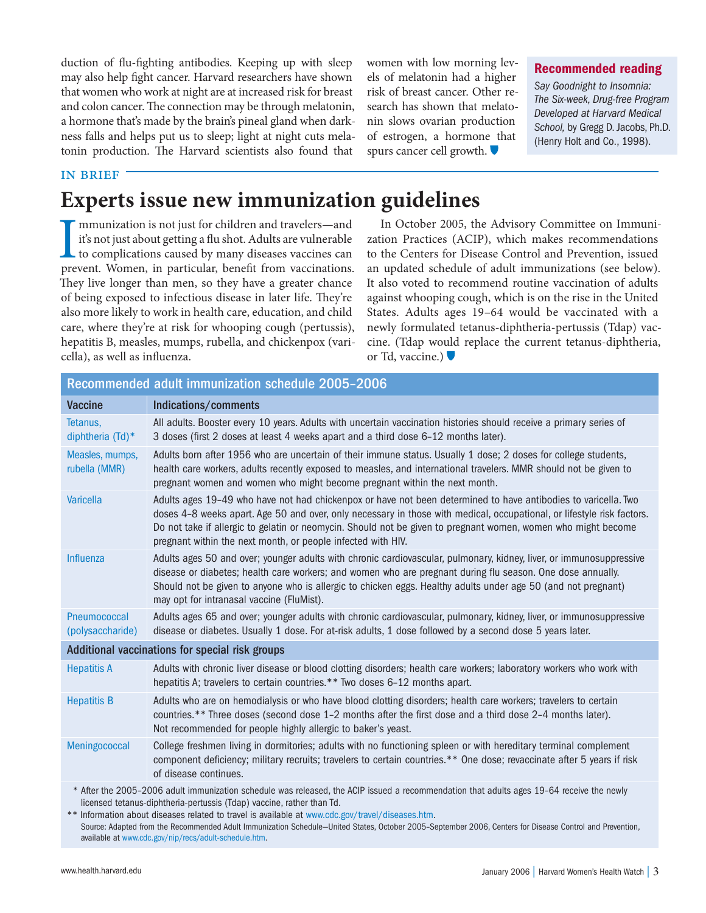duction of flu-fighting antibodies. Keeping up with sleep may also help fight cancer. Harvard researchers have shown that women who work at night are at increased risk for breast and colon cancer. The connection may be through melatonin, a hormone that's made by the brain's pineal gland when darkness falls and helps put us to sleep; light at night cuts melatonin production. The Harvard scientists also found that women with low morning levels of melatonin had a higher risk of breast cancer. Other research has shown that melatonin slows ovarian production of estrogen, a hormone that spurs cancer cell growth.

**Recommended reading**

*Say Goodnight to Insomnia: The Six-week, Drug-free Program Developed at Harvard Medical School,* by Gregg D. Jacobs, Ph.D. (Henry Holt and Co., 1998).

IN BRIEF

# Experts issue new immunization guidelines

Immunization is not just for children and travelers—and it's not just about getting a flu shot. Adults are vulnerable to complications caused by many diseases vaccines can prevent. Women, in particular, benefit from vaccinations. They live longer than men, so they have a greater chance of being exposed to infectious disease in later life. They're also more likely to work in health care, education, and child care, where they're at risk for whooping cough (pertussis), hepatitis B, measles, mumps, rubella, and chickenpox (varicella), as well as influenza.

In October 2005, the Advisory Committee on Immunization Practices (ACIP), which makes recommendations to the Centers for Disease Control and Prevention, issued an updated schedule of adult immunizations (see below). It also voted to recommend routine vaccination of adults against whooping cough, which is on the rise in the United States. Adults ages 19–64 would be vaccinated with a newly formulated tetanus-diphtheria-pertussis (Tdap) vaccine. (Tdap would replace the current tetanus-diphtheria, or Td, vaccine.)

**Recommended adult immunization schedule 2005–2006**

| Vaccine | Indications/comments |
|---|---|
| Tetanus, diphtheria (Td)* | All adults. Booster every 10 years. Adults with uncertain vaccination histories should receive a primary series of 3 doses (first 2 doses at least 4 weeks apart and a third dose 6–12 months later). |
| Measles, mumps, rubella (MMR) | Adults born after 1956 who are uncertain of their immune status. Usually 1 dose; 2 doses for college students, health care workers, adults recently exposed to measles, and international travelers. MMR should not be given to pregnant women and women who might become pregnant within the next month. |
| Varicella | Adults ages 19–49 who have not had chickenpox or have not been determined to have antibodies to varicella. Two doses 4–8 weeks apart. Age 50 and over, only necessary in those with medical, occupational, or lifestyle risk factors. Do not take if allergic to gelatin or neomycin. Should not be given to pregnant women, women who might become pregnant within the next month, or people infected with HIV. |
| Influenza | Adults ages 50 and over; younger adults with chronic cardiovascular, pulmonary, kidney, liver, or immunosuppressive disease or diabetes; health care workers; and women who are pregnant during flu season. One dose annually. Should not be given to anyone who is allergic to chicken eggs. Healthy adults under age 50 (and not pregnant) may opt for intranasal vaccine (FluMist). |
| Pneumococcal (polysaccharide) | Adults ages 65 and over; younger adults with chronic cardiovascular, pulmonary, kidney, liver, or immunosuppressive disease or diabetes. Usually 1 dose. For at-risk adults, 1 dose followed by a second dose 5 years later. |
| **Additional vaccinations for special risk groups** | |
| Hepatitis A | Adults with chronic liver disease or blood clotting disorders; health care workers; laboratory workers who work with hepatitis A; travelers to certain countries.** Two doses 6–12 months apart. |
| Hepatitis B | Adults who are on hemodialysis or who have blood clotting disorders; health care workers; travelers to certain countries.** Three doses (second dose 1–2 months after the first dose and a third dose 2–4 months later). Not recommended for people highly allergic to baker's yeast. |
| Meningococcal | College freshmen living in dormitories; adults with no functioning spleen or with hereditary terminal complement component deficiency; military recruits; travelers to certain countries.** One dose; revaccinate after 5 years if risk of disease continues. |

\* After the 2005–2006 adult immunization schedule was released, the ACIP issued a recommendation that adults ages 19–64 receive the newly licensed tetanus-diphtheria-pertussis (Tdap) vaccine, rather than Td.

** Information about diseases related to travel is available at www.cdc.gov/travel/diseases.htm.

Source: Adapted from the Recommended Adult Immunization Schedule—United States, October 2005–September 2006, Centers for Disease Control and Prevention, available at www.cdc.gov/nip/recs/adult-schedule.htm.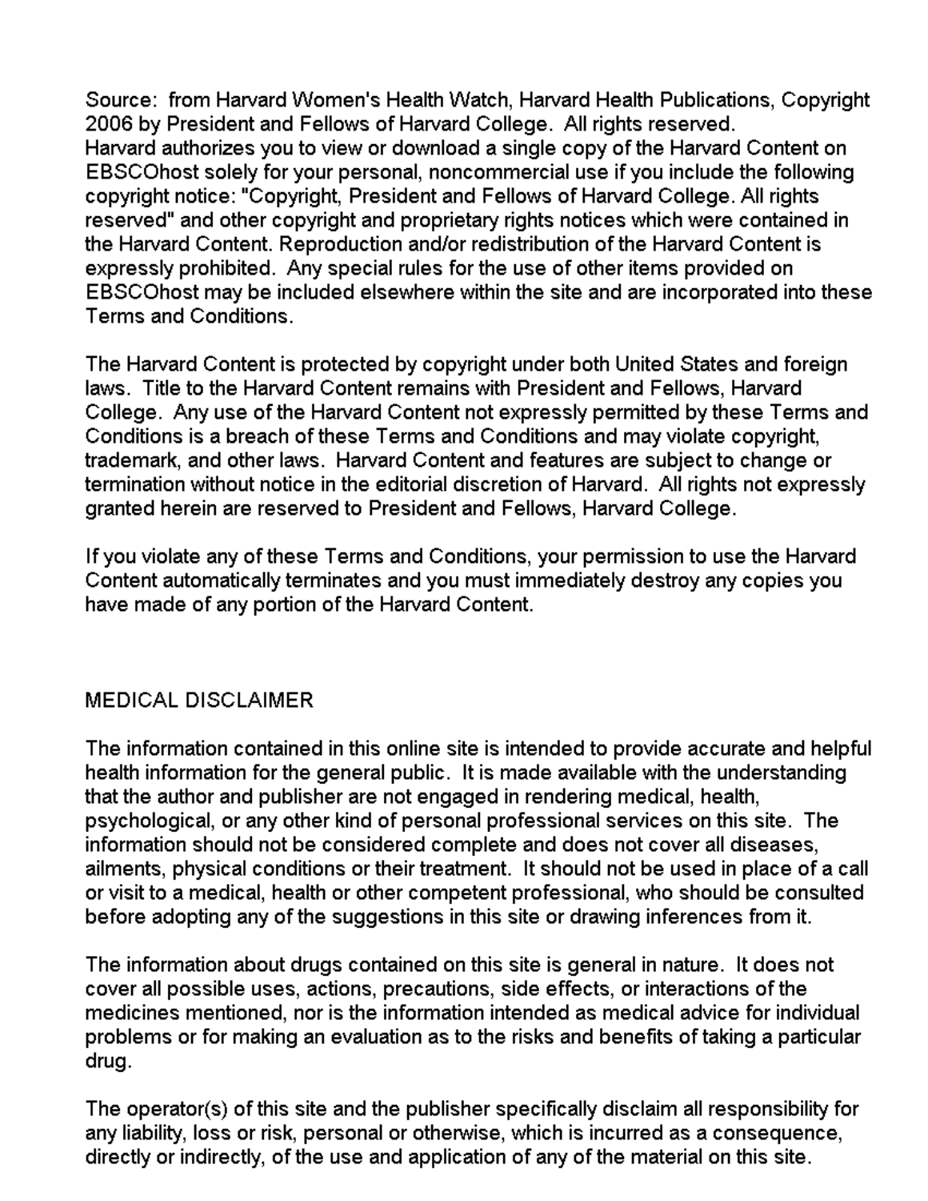Source: from Harvard Women's Health Watch, Harvard Health Publications, Copyright 2006 by President and Fellows of Harvard College. All rights reserved.
Harvard authorizes you to view or download a single copy of the Harvard Content on EBSCOhost solely for your personal, noncommercial use if you include the following copyright notice: "Copyright, President and Fellows of Harvard College. All rights reserved" and other copyright and proprietary rights notices which were contained in the Harvard Content. Reproduction and/or redistribution of the Harvard Content is expressly prohibited. Any special rules for the use of other items provided on EBSCOhost may be included elsewhere within the site and are incorporated into these Terms and Conditions.

The Harvard Content is protected by copyright under both United States and foreign laws. Title to the Harvard Content remains with President and Fellows, Harvard College. Any use of the Harvard Content not expressly permitted by these Terms and Conditions is a breach of these Terms and Conditions and may violate copyright, trademark, and other laws. Harvard Content and features are subject to change or termination without notice in the editorial discretion of Harvard. All rights not expressly granted herein are reserved to President and Fellows, Harvard College.

If you violate any of these Terms and Conditions, your permission to use the Harvard Content automatically terminates and you must immediately destroy any copies you have made of any portion of the Harvard Content.

MEDICAL DISCLAIMER

The information contained in this online site is intended to provide accurate and helpful health information for the general public. It is made available with the understanding that the author and publisher are not engaged in rendering medical, health, psychological, or any other kind of personal professional services on this site. The information should not be considered complete and does not cover all diseases, ailments, physical conditions or their treatment. It should not be used in place of a call or visit to a medical, health or other competent professional, who should be consulted before adopting any of the suggestions in this site or drawing inferences from it.

The information about drugs contained on this site is general in nature. It does not cover all possible uses, actions, precautions, side effects, or interactions of the medicines mentioned, nor is the information intended as medical advice for individual problems or for making an evaluation as to the risks and benefits of taking a particular drug.

The operator(s) of this site and the publisher specifically disclaim all responsibility for any liability, loss or risk, personal or otherwise, which is incurred as a consequence, directly or indirectly, of the use and application of any of the material on this site.